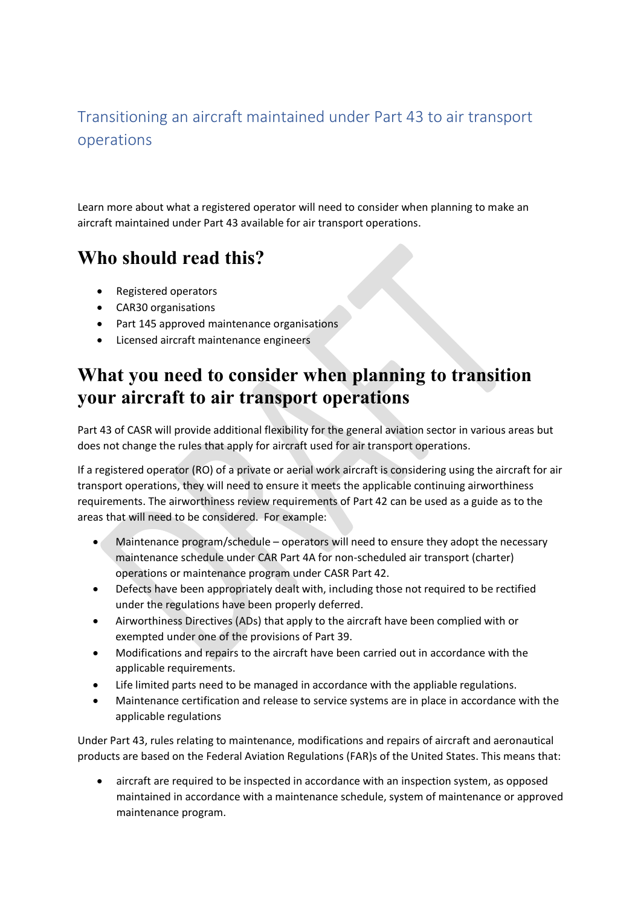# Transitioning an aircraft maintained under Part 43 to air transport operations

Learn more about what a registered operator will need to consider when planning to make an aircraft maintained under Part 43 available for air transport operations.

## Who should read this?

- Registered operators
- CAR30 organisations
- Part 145 approved maintenance organisations
- Licensed aircraft maintenance engineers

## What you need to consider when planning to transition your aircraft to air transport operations

Part 43 of CASR will provide additional flexibility for the general aviation sector in various areas but does not change the rules that apply for aircraft used for air transport operations.

If a registered operator (RO) of a private or aerial work aircraft is considering using the aircraft for air transport operations, they will need to ensure it meets the applicable continuing airworthiness requirements. The airworthiness review requirements of Part 42 can be used as a guide as to the areas that will need to be considered. For example:

- Maintenance program/schedule – operators will need to ensure they adopt the necessary maintenance schedule under CAR Part 4A for non-scheduled air transport (charter) operations or maintenance program under CASR Part 42.
- Defects have been appropriately dealt with, including those not required to be rectified under the regulations have been properly deferred.
- Airworthiness Directives (ADs) that apply to the aircraft have been complied with or exempted under one of the provisions of Part 39.
- Modifications and repairs to the aircraft have been carried out in accordance with the applicable requirements.
- Life limited parts need to be managed in accordance with the appliable regulations.
- Maintenance certification and release to service systems are in place in accordance with the applicable regulations

Under Part 43, rules relating to maintenance, modifications and repairs of aircraft and aeronautical products are based on the Federal Aviation Regulations (FAR)s of the United States. This means that:

- aircraft are required to be inspected in accordance with an inspection system, as opposed maintained in accordance with a maintenance schedule, system of maintenance or approved maintenance program.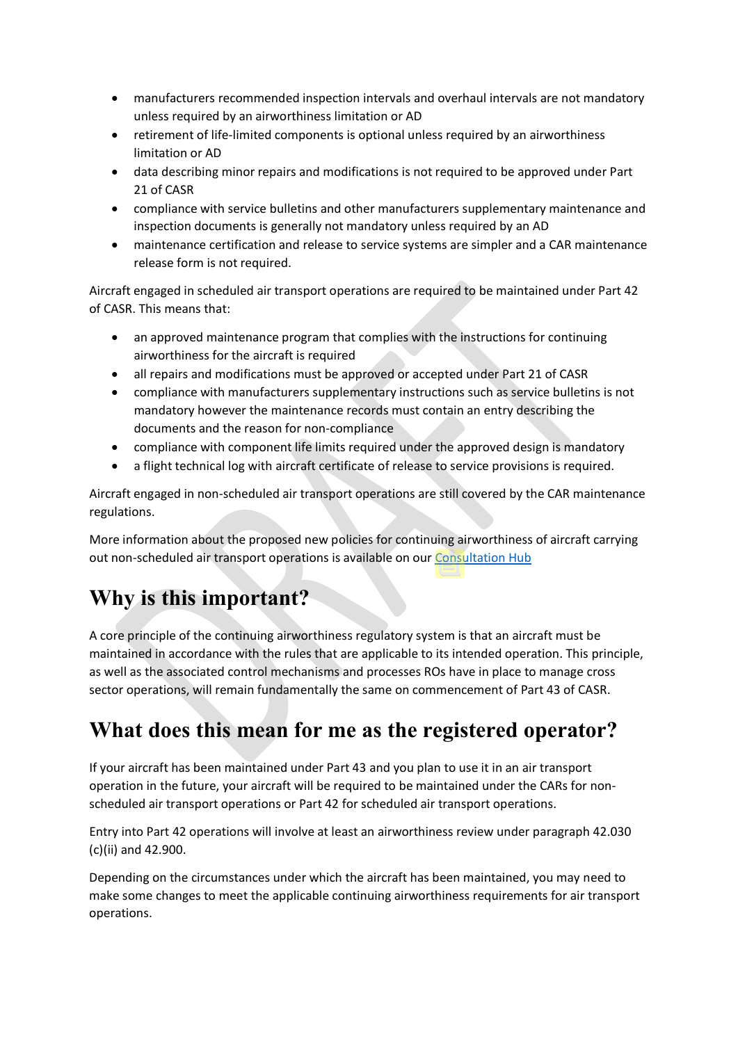- manufacturers recommended inspection intervals and overhaul intervals are not mandatory unless required by an airworthiness limitation or AD
- retirement of life-limited components is optional unless required by an airworthiness limitation or AD
- data describing minor repairs and modifications is not required to be approved under Part 21 of CASR
- compliance with service bulletins and other manufacturers supplementary maintenance and inspection documents is generally not mandatory unless required by an AD
- maintenance certification and release to service systems are simpler and a CAR maintenance release form is not required.

Aircraft engaged in scheduled air transport operations are required to be maintained under Part 42 of CASR. This means that:

- an approved maintenance program that complies with the instructions for continuing airworthiness for the aircraft is required
- all repairs and modifications must be approved or accepted under Part 21 of CASR
- compliance with manufacturers supplementary instructions such as service bulletins is not mandatory however the maintenance records must contain an entry describing the documents and the reason for non-compliance
- compliance with component life limits required under the approved design is mandatory
- a flight technical log with aircraft certificate of release to service provisions is required.

Aircraft engaged in non-scheduled air transport operations are still covered by the CAR maintenance regulations.

More information about the proposed new policies for continuing airworthiness of aircraft carrying out non-scheduled air transport operations is available on our Consultation Hub

## Why is this important?

A core principle of the continuing airworthiness regulatory system is that an aircraft must be maintained in accordance with the rules that are applicable to its intended operation. This principle, as well as the associated control mechanisms and processes ROs have in place to manage cross sector operations, will remain fundamentally the same on commencement of Part 43 of CASR.

## What does this mean for me as the registered operator?

If your aircraft has been maintained under Part 43 and you plan to use it in an air transport operation in the future, your aircraft will be required to be maintained under the CARs for non-scheduled air transport operations or Part 42 for scheduled air transport operations.

Entry into Part 42 operations will involve at least an airworthiness review under paragraph 42.030 (c)(ii) and 42.900.

Depending on the circumstances under which the aircraft has been maintained, you may need to make some changes to meet the applicable continuing airworthiness requirements for air transport operations.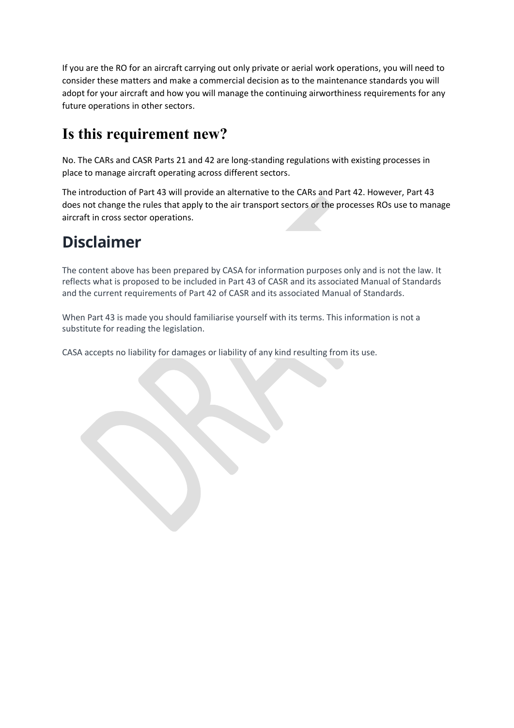If you are the RO for an aircraft carrying out only private or aerial work operations, you will need to consider these matters and make a commercial decision as to the maintenance standards you will adopt for your aircraft and how you will manage the continuing airworthiness requirements for any future operations in other sectors.

## Is this requirement new?

No. The CARs and CASR Parts 21 and 42 are long-standing regulations with existing processes in place to manage aircraft operating across different sectors.

The introduction of Part 43 will provide an alternative to the CARs and Part 42. However, Part 43 does not change the rules that apply to the air transport sectors or the processes ROs use to manage aircraft in cross sector operations.

# Disclaimer

The content above has been prepared by CASA for information purposes only and is not the law. It reflects what is proposed to be included in Part 43 of CASR and its associated Manual of Standards and the current requirements of Part 42 of CASR and its associated Manual of Standards.

When Part 43 is made you should familiarise yourself with its terms. This information is not a substitute for reading the legislation.

CASA accepts no liability for damages or liability of any kind resulting from its use.